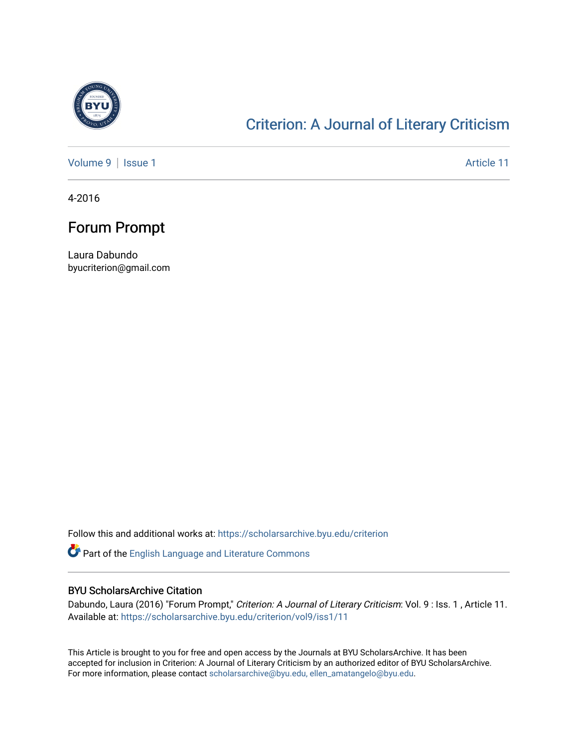[Criterion: A Journal of Literary Criticism](https://scholarsarchive.byu.edu/criterion)

Volume 9 | Issue 1 Article 11

4-2016

# Forum Prompt

Laura Dabundo
byucriterion@gmail.com

Follow this and additional works at: https://scholarsarchive.byu.edu/criterion

Part of the English Language and Literature Commons

## BYU ScholarsArchive Citation

Dabundo, Laura (2016) "Forum Prompt," *Criterion: A Journal of Literary Criticism*: Vol. 9 : Iss. 1 , Article 11. Available at: https://scholarsarchive.byu.edu/criterion/vol9/iss1/11

This Article is brought to you for free and open access by the Journals at BYU ScholarsArchive. It has been accepted for inclusion in Criterion: A Journal of Literary Criticism by an authorized editor of BYU ScholarsArchive. For more information, please contact scholarsarchive@byu.edu, ellen_amatangelo@byu.edu.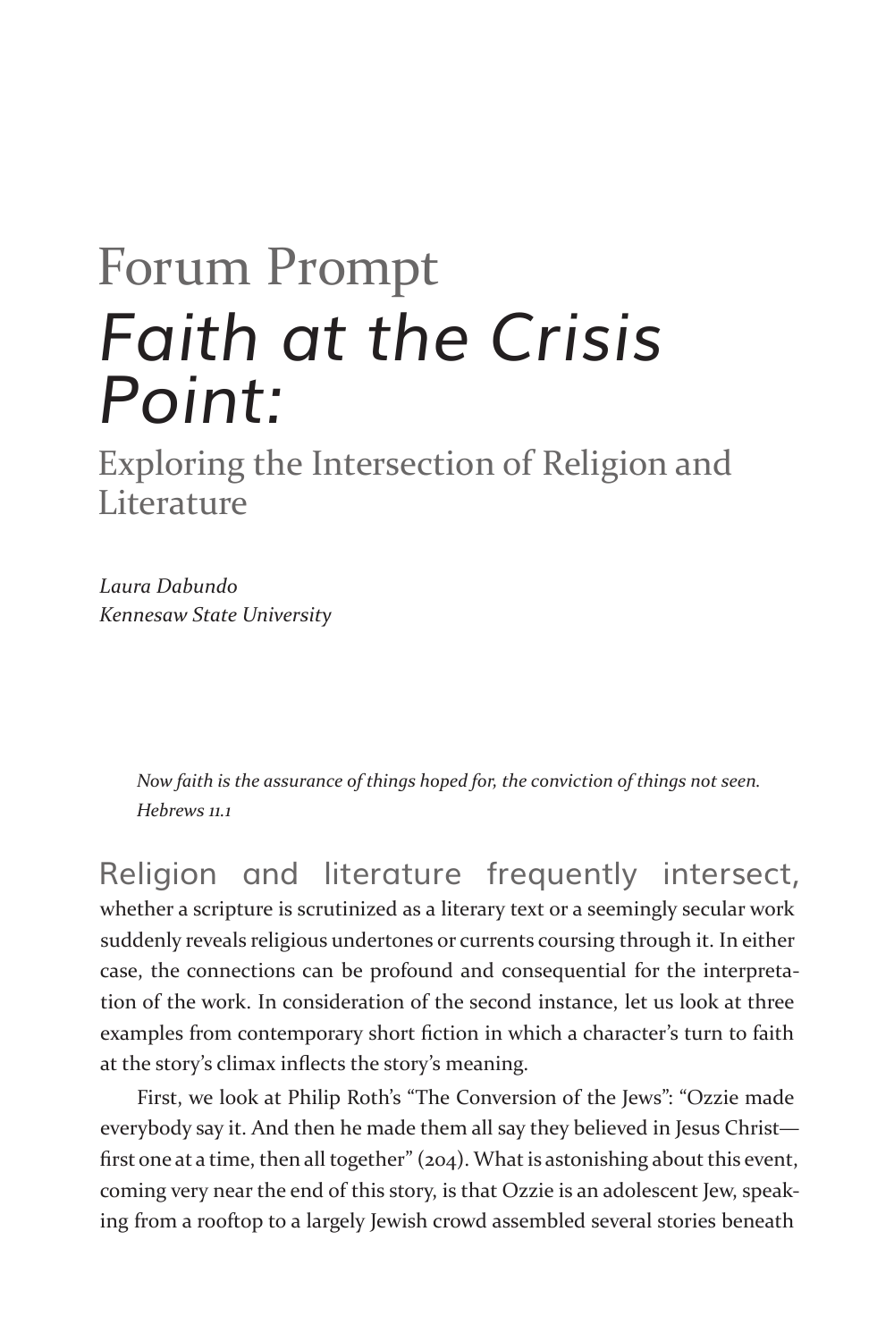# Forum Prompt

## *Faith at the Crisis Point:*

### Exploring the Intersection of Religion and Literature

*Laura Dabundo*
*Kennesaw State University*

> *Now faith is the assurance of things hoped for, the conviction of things not seen.*
> *Hebrews 11.1*

Religion and literature frequently intersect, whether a scripture is scrutinized as a literary text or a seemingly secular work suddenly reveals religious undertones or currents coursing through it. In either case, the connections can be profound and consequential for the interpretation of the work. In consideration of the second instance, let us look at three examples from contemporary short fiction in which a character's turn to faith at the story's climax inflects the story's meaning.

First, we look at Philip Roth's "The Conversion of the Jews": "Ozzie made everybody say it. And then he made them all say they believed in Jesus Christ—first one at a time, then all together" (204). What is astonishing about this event, coming very near the end of this story, is that Ozzie is an adolescent Jew, speaking from a rooftop to a largely Jewish crowd assembled several stories beneath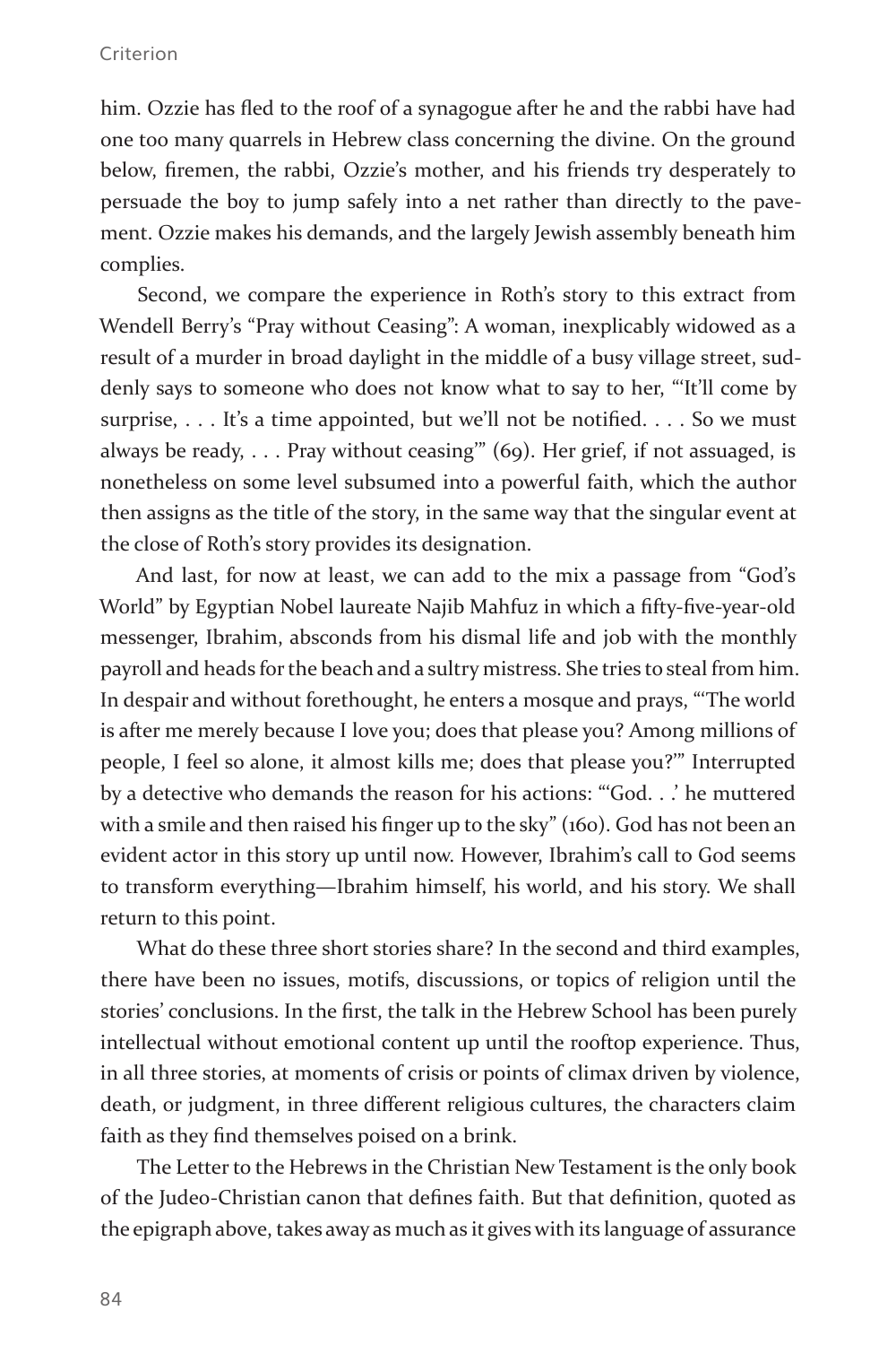him. Ozzie has fled to the roof of a synagogue after he and the rabbi have had one too many quarrels in Hebrew class concerning the divine. On the ground below, firemen, the rabbi, Ozzie's mother, and his friends try desperately to persuade the boy to jump safely into a net rather than directly to the pavement. Ozzie makes his demands, and the largely Jewish assembly beneath him complies.

Second, we compare the experience in Roth's story to this extract from Wendell Berry's "Pray without Ceasing": A woman, inexplicably widowed as a result of a murder in broad daylight in the middle of a busy village street, suddenly says to someone who does not know what to say to her, "'It'll come by surprise, . . . It's a time appointed, but we'll not be notified. . . . So we must always be ready, . . . Pray without ceasing'" (69). Her grief, if not assuaged, is nonetheless on some level subsumed into a powerful faith, which the author then assigns as the title of the story, in the same way that the singular event at the close of Roth's story provides its designation.

And last, for now at least, we can add to the mix a passage from "God's World" by Egyptian Nobel laureate Najib Mahfuz in which a fifty-five-year-old messenger, Ibrahim, absconds from his dismal life and job with the monthly payroll and heads for the beach and a sultry mistress. She tries to steal from him. In despair and without forethought, he enters a mosque and prays, "'The world is after me merely because I love you; does that please you? Among millions of people, I feel so alone, it almost kills me; does that please you?'" Interrupted by a detective who demands the reason for his actions: "'God. . .' he muttered with a smile and then raised his finger up to the sky" (160). God has not been an evident actor in this story up until now. However, Ibrahim's call to God seems to transform everything—Ibrahim himself, his world, and his story. We shall return to this point.

What do these three short stories share? In the second and third examples, there have been no issues, motifs, discussions, or topics of religion until the stories' conclusions. In the first, the talk in the Hebrew School has been purely intellectual without emotional content up until the rooftop experience. Thus, in all three stories, at moments of crisis or points of climax driven by violence, death, or judgment, in three different religious cultures, the characters claim faith as they find themselves poised on a brink.

The Letter to the Hebrews in the Christian New Testament is the only book of the Judeo-Christian canon that defines faith. But that definition, quoted as the epigraph above, takes away as much as it gives with its language of assurance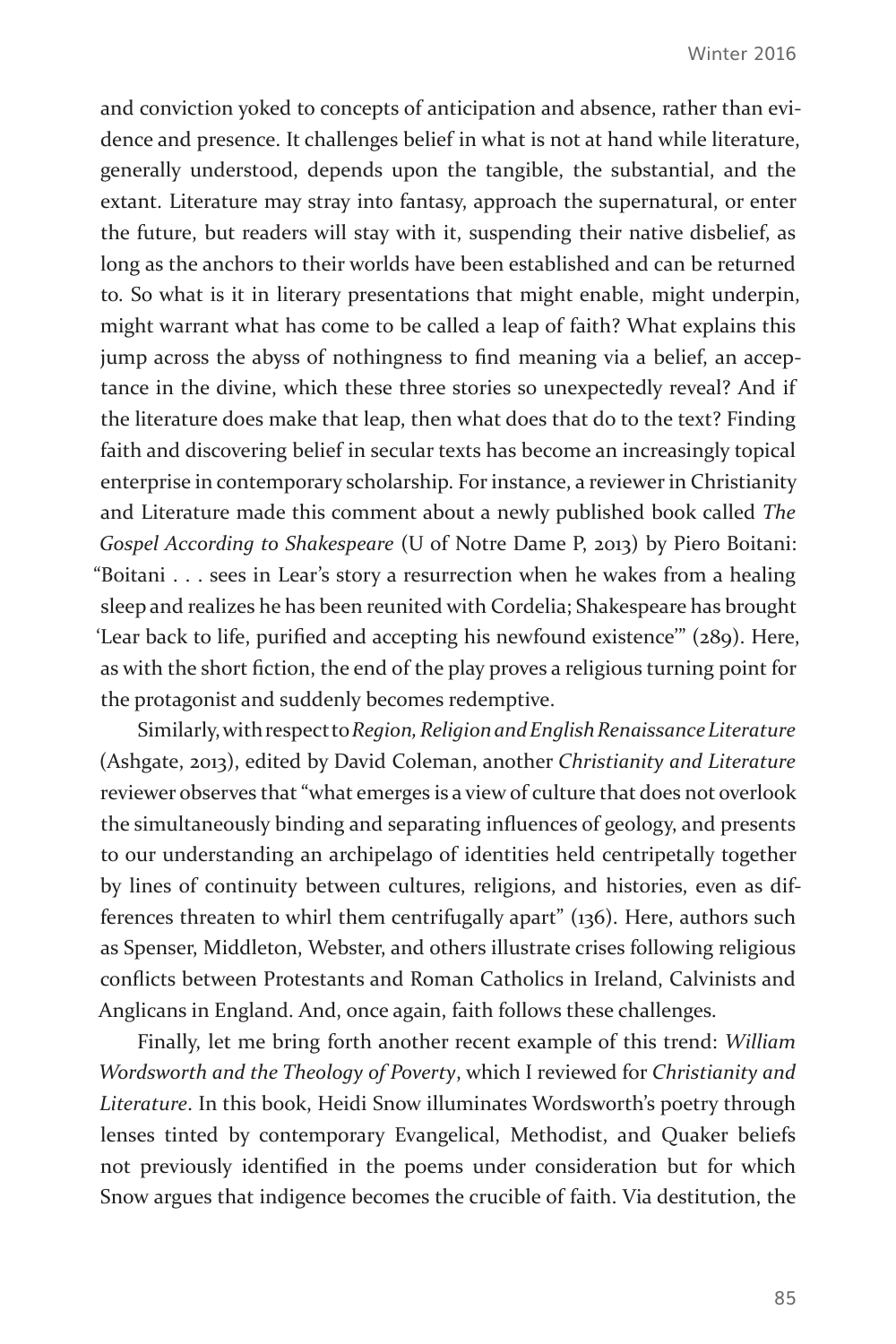and conviction yoked to concepts of anticipation and absence, rather than evidence and presence. It challenges belief in what is not at hand while literature, generally understood, depends upon the tangible, the substantial, and the extant. Literature may stray into fantasy, approach the supernatural, or enter the future, but readers will stay with it, suspending their native disbelief, as long as the anchors to their worlds have been established and can be returned to. So what is it in literary presentations that might enable, might underpin, might warrant what has come to be called a leap of faith? What explains this jump across the abyss of nothingness to find meaning via a belief, an acceptance in the divine, which these three stories so unexpectedly reveal? And if the literature does make that leap, then what does that do to the text? Finding faith and discovering belief in secular texts has become an increasingly topical enterprise in contemporary scholarship. For instance, a reviewer in Christianity and Literature made this comment about a newly published book called *The Gospel According to Shakespeare* (U of Notre Dame P, 2013) by Piero Boitani: "Boitani . . . sees in Lear's story a resurrection when he wakes from a healing sleep and realizes he has been reunited with Cordelia; Shakespeare has brought 'Lear back to life, purified and accepting his newfound existence'" (289). Here, as with the short fiction, the end of the play proves a religious turning point for the protagonist and suddenly becomes redemptive.

Similarly, with respect to *Region, Religion and English Renaissance Literature* (Ashgate, 2013), edited by David Coleman, another *Christianity and Literature* reviewer observes that "what emerges is a view of culture that does not overlook the simultaneously binding and separating influences of geology, and presents to our understanding an archipelago of identities held centripetally together by lines of continuity between cultures, religions, and histories, even as differences threaten to whirl them centrifugally apart" (136). Here, authors such as Spenser, Middleton, Webster, and others illustrate crises following religious conflicts between Protestants and Roman Catholics in Ireland, Calvinists and Anglicans in England. And, once again, faith follows these challenges.

Finally, let me bring forth another recent example of this trend: *William Wordsworth and the Theology of Poverty*, which I reviewed for *Christianity and Literature*. In this book, Heidi Snow illuminates Wordsworth's poetry through lenses tinted by contemporary Evangelical, Methodist, and Quaker beliefs not previously identified in the poems under consideration but for which Snow argues that indigence becomes the crucible of faith. Via destitution, the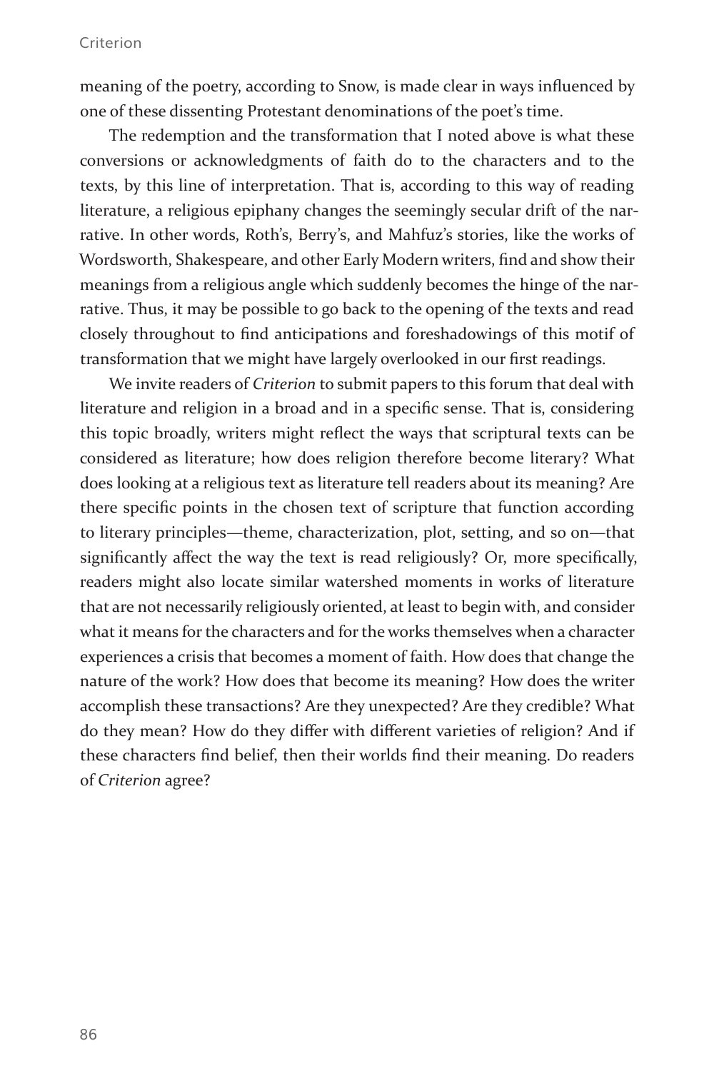meaning of the poetry, according to Snow, is made clear in ways influenced by one of these dissenting Protestant denominations of the poet's time.

The redemption and the transformation that I noted above is what these conversions or acknowledgments of faith do to the characters and to the texts, by this line of interpretation. That is, according to this way of reading literature, a religious epiphany changes the seemingly secular drift of the narrative. In other words, Roth's, Berry's, and Mahfuz's stories, like the works of Wordsworth, Shakespeare, and other Early Modern writers, find and show their meanings from a religious angle which suddenly becomes the hinge of the narrative. Thus, it may be possible to go back to the opening of the texts and read closely throughout to find anticipations and foreshadowings of this motif of transformation that we might have largely overlooked in our first readings.

We invite readers of *Criterion* to submit papers to this forum that deal with literature and religion in a broad and in a specific sense. That is, considering this topic broadly, writers might reflect the ways that scriptural texts can be considered as literature; how does religion therefore become literary? What does looking at a religious text as literature tell readers about its meaning? Are there specific points in the chosen text of scripture that function according to literary principles—theme, characterization, plot, setting, and so on—that significantly affect the way the text is read religiously? Or, more specifically, readers might also locate similar watershed moments in works of literature that are not necessarily religiously oriented, at least to begin with, and consider what it means for the characters and for the works themselves when a character experiences a crisis that becomes a moment of faith. How does that change the nature of the work? How does that become its meaning? How does the writer accomplish these transactions? Are they unexpected? Are they credible? What do they mean? How do they differ with different varieties of religion? And if these characters find belief, then their worlds find their meaning. Do readers of *Criterion* agree?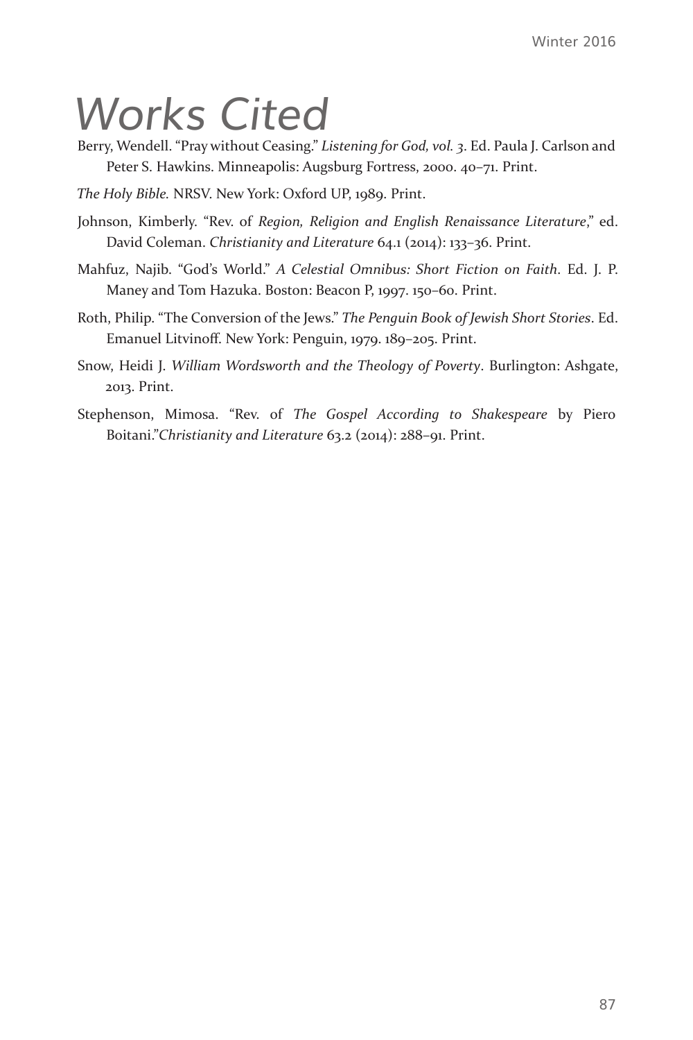# Works Cited

Berry, Wendell. "Pray without Ceasing." *Listening for God, vol. 3*. Ed. Paula J. Carlson and Peter S. Hawkins. Minneapolis: Augsburg Fortress, 2000. 40–71. Print.

*The Holy Bible.* NRSV. New York: Oxford UP, 1989. Print.

Johnson, Kimberly. "Rev. of *Region, Religion and English Renaissance Literature*," ed. David Coleman. *Christianity and Literature* 64.1 (2014): 133–36. Print.

Mahfuz, Najib. "God's World." *A Celestial Omnibus: Short Fiction on Faith*. Ed. J. P. Maney and Tom Hazuka. Boston: Beacon P, 1997. 150–60. Print.

Roth, Philip. "The Conversion of the Jews." *The Penguin Book of Jewish Short Stories*. Ed. Emanuel Litvinoff. New York: Penguin, 1979. 189–205. Print.

Snow, Heidi J. *William Wordsworth and the Theology of Poverty*. Burlington: Ashgate, 2013. Print.

Stephenson, Mimosa. "Rev. of *The Gospel According to Shakespeare* by Piero Boitani."*Christianity and Literature* 63.2 (2014): 288–91. Print.